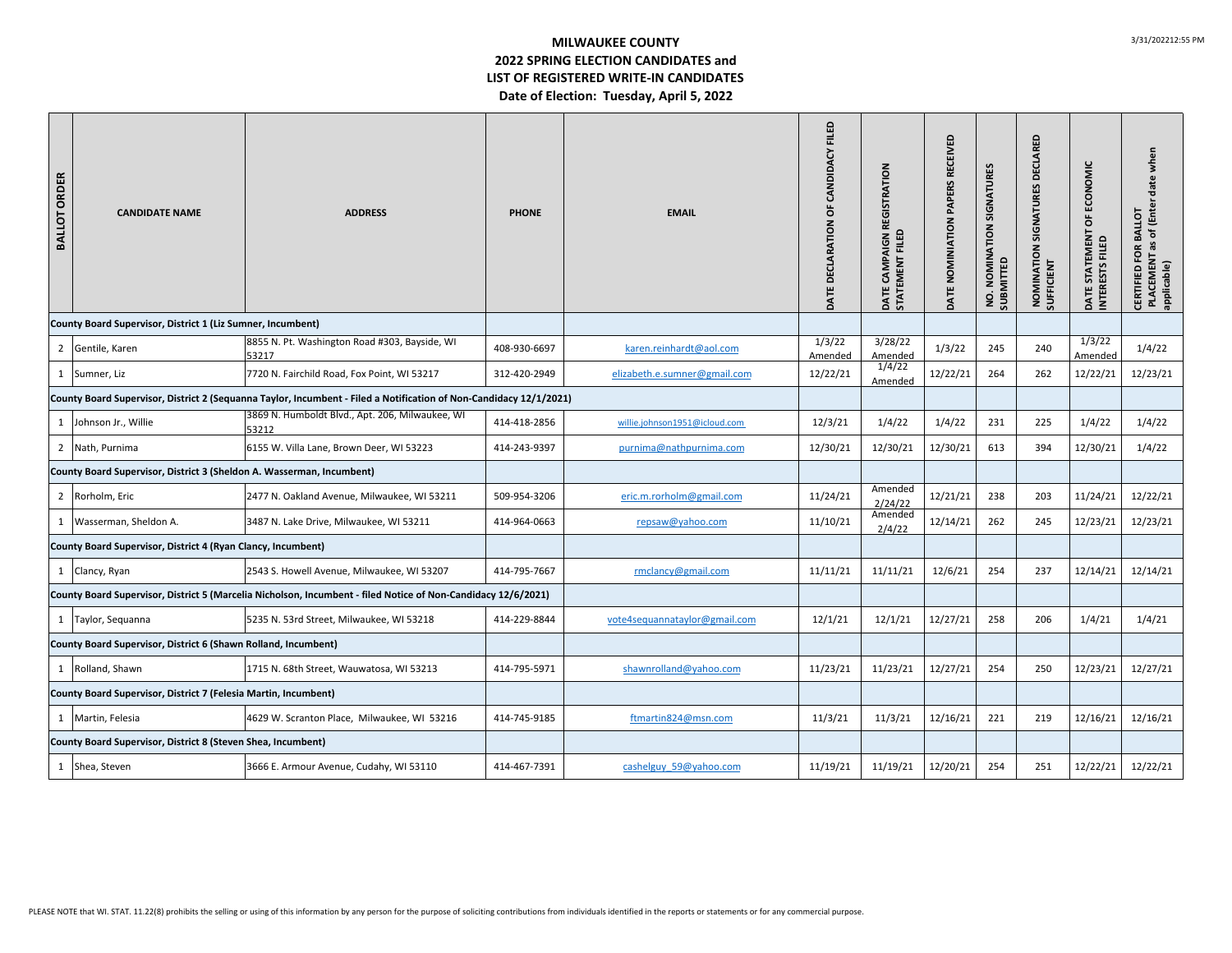# MILWAUKEE COUNTY
## 2022 SPRING ELECTION CANDIDATES and
## LIST OF REGISTERED WRITE-IN CANDIDATES
### Date of Election: Tuesday, April 5, 2022

| BALLOT ORDER | CANDIDATE NAME | ADDRESS | PHONE | EMAIL | DATE DECLARATION OF CANDIDACY FILED | DATE CAMPAIGN REGISTRATION STATEMENT FILED | DATE NOMINIATION PAPERS RECEIVED | NO. NOMINATION SIGNATURES SUBMITTED | NOMINATION SIGNATURES DECLARED SUFFICIENT | DATE STATEMENT OF ECONOMIC INTERESTS FILED | CERTIFIED FOR BALLOT PLACEMENT as of (Enter date when applicable) |
|---|---|---|---|---|---|---|---|---|---|---|---|
| **County Board Supervisor, District 1 (Liz Sumner, Incumbent)** | | | | | | | | | | | |
| 2 | Gentile, Karen | 8855 N. Pt. Washington Road #303, Bayside, WI 53217 | 408-930-6697 | karen.reinhardt@aol.com | 1/3/22 Amended | 3/28/22 Amended | 1/3/22 | 245 | 240 | 1/3/22 Amended | 1/4/22 |
| 1 | Sumner, Liz | 7720 N. Fairchild Road, Fox Point, WI 53217 | 312-420-2949 | elizabeth.e.sumner@gmail.com | 12/22/21 | 1/4/22 Amended | 12/22/21 | 264 | 262 | 12/22/21 | 12/23/21 |
| **County Board Supervisor, District 2 (Sequanna Taylor, Incumbent - Filed a Notification of Non-Candidacy 12/1/2021)** | | | | | | | | | | | |
| 1 | Johnson Jr., Willie | 3869 N. Humboldt Blvd., Apt. 206, Milwaukee, WI 53212 | 414-418-2856 | willie.johnson1951@icloud.com | 12/3/21 | 1/4/22 | 1/4/22 | 231 | 225 | 1/4/22 | 1/4/22 |
| 2 | Nath, Purnima | 6155 W. Villa Lane, Brown Deer, WI 53223 | 414-243-9397 | purnima@nathpurnima.com | 12/30/21 | 12/30/21 | 12/30/21 | 613 | 394 | 12/30/21 | 1/4/22 |
| **County Board Supervisor, District 3 (Sheldon A. Wasserman, Incumbent)** | | | | | | | | | | | |
| 2 | Rorholm, Eric | 2477 N. Oakland Avenue, Milwaukee, WI 53211 | 509-954-3206 | eric.m.rorholm@gmail.com | 11/24/21 | Amended 2/24/22 | 12/21/21 | 238 | 203 | 11/24/21 | 12/22/21 |
| 1 | Wasserman, Sheldon A. | 3487 N. Lake Drive, Milwaukee, WI 53211 | 414-964-0663 | repsaw@yahoo.com | 11/10/21 | Amended 2/4/22 | 12/14/21 | 262 | 245 | 12/23/21 | 12/23/21 |
| **County Board Supervisor, District 4 (Ryan Clancy, Incumbent)** | | | | | | | | | | | |
| 1 | Clancy, Ryan | 2543 S. Howell Avenue, Milwaukee, WI 53207 | 414-795-7667 | rmclancy@gmail.com | 11/11/21 | 11/11/21 | 12/6/21 | 254 | 237 | 12/14/21 | 12/14/21 |
| **County Board Supervisor, District 5 (Marcelia Nicholson, Incumbent - filed Notice of Non-Candidacy 12/6/2021)** | | | | | | | | | | | |
| 1 | Taylor, Sequanna | 5235 N. 53rd Street, Milwaukee, WI 53218 | 414-229-8844 | vote4sequannataylor@gmail.com | 12/1/21 | 12/1/21 | 12/27/21 | 258 | 206 | 1/4/21 | 1/4/21 |
| **County Board Supervisor, District 6 (Shawn Rolland, Incumbent)** | | | | | | | | | | | |
| 1 | Rolland, Shawn | 1715 N. 68th Street, Wauwatosa, WI 53213 | 414-795-5971 | shawnrolland@yahoo.com | 11/23/21 | 11/23/21 | 12/27/21 | 254 | 250 | 12/23/21 | 12/27/21 |
| **County Board Supervisor, District 7 (Felesia Martin, Incumbent)** | | | | | | | | | | | |
| 1 | Martin, Felesia | 4629 W. Scranton Place, Milwaukee, WI 53216 | 414-745-9185 | ftmartin824@msn.com | 11/3/21 | 11/3/21 | 12/16/21 | 221 | 219 | 12/16/21 | 12/16/21 |
| **County Board Supervisor, District 8 (Steven Shea, Incumbent)** | | | | | | | | | | | |
| 1 | Shea, Steven | 3666 E. Armour Avenue, Cudahy, WI 53110 | 414-467-7391 | cashelguy_59@yahoo.com | 11/19/21 | 11/19/21 | 12/20/21 | 254 | 251 | 12/22/21 | 12/22/21 |

PLEASE NOTE that WI. STAT. 11.22(8) prohibits the selling or using of this information by any person for the purpose of soliciting contributions from individuals identified in the reports or statements or for any commercial purpose.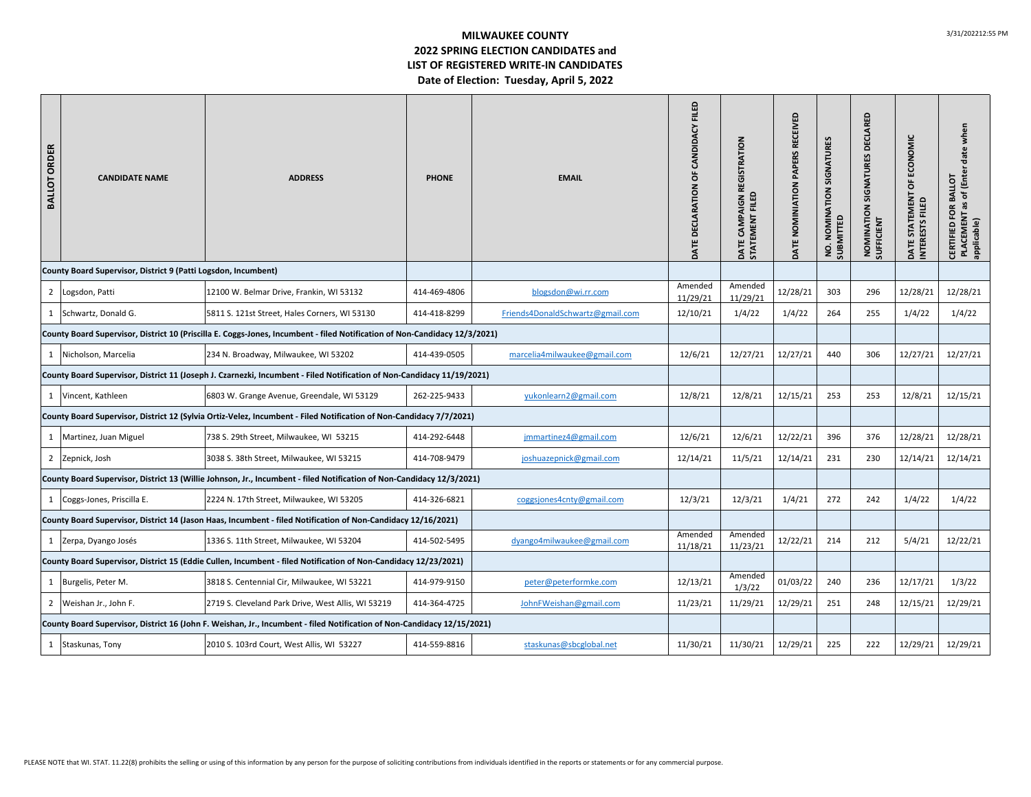# MILWAUKEE COUNTY
## 2022 SPRING ELECTION CANDIDATES and LIST OF REGISTERED WRITE-IN CANDIDATES
### Date of Election: Tuesday, April 5, 2022

| BALLOT ORDER | CANDIDATE NAME | ADDRESS | PHONE | EMAIL | DATE DECLARATION OF CANDIDACY FILED | DATE CAMPAIGN REGISTRATION STATEMENT FILED | DATE NOMINIATION PAPERS RECEIVED | NO. NOMINATION SIGNATURES SUBMITTED | NOMINATION SIGNATURES DECLARED SUFFICIENT | DATE STATEMENT OF ECONOMIC INTERESTS FILED | CERTIFIED FOR BALLOT PLACEMENT as of (Enter date when applicable) |
|---|---|---|---|---|---|---|---|---|---|---|---|
| **County Board Supervisor, District 9 (Patti Logsdon, Incumbent)** | | | | | | | | | | | |
| 2 | Logsdon, Patti | 12100 W. Belmar Drive, Frankin, WI 53132 | 414-469-4806 | blogsdon@wi.rr.com | Amended 11/29/21 | Amended 11/29/21 | 12/28/21 | 303 | 296 | 12/28/21 | 12/28/21 |
| 1 | Schwartz, Donald G. | 5811 S. 121st Street, Hales Corners, WI 53130 | 414-418-8299 | Friends4DonaldSchwartz@gmail.com | 12/10/21 | 1/4/22 | 1/4/22 | 264 | 255 | 1/4/22 | 1/4/22 |
| **County Board Supervisor, District 10 (Priscilla E. Coggs-Jones, Incumbent - filed Notification of Non-Candidacy 12/3/2021)** | | | | | | | | | | | |
| 1 | Nicholson, Marcelia | 234 N. Broadway, Milwaukee, WI 53202 | 414-439-0505 | marcelia4milwaukee@gmail.com | 12/6/21 | 12/27/21 | 12/27/21 | 440 | 306 | 12/27/21 | 12/27/21 |
| **County Board Supervisor, District 11 (Joseph J. Czarnezki, Incumbent - Filed Notification of Non-Candidacy 11/19/2021)** | | | | | | | | | | | |
| 1 | Vincent, Kathleen | 6803 W. Grange Avenue, Greendale, WI 53129 | 262-225-9433 | yukonlearn2@gmail.com | 12/8/21 | 12/8/21 | 12/15/21 | 253 | 253 | 12/8/21 | 12/15/21 |
| **County Board Supervisor, District 12 (Sylvia Ortiz-Velez, Incumbent - Filed Notification of Non-Candidacy 7/7/2021)** | | | | | | | | | | | |
| 1 | Martinez, Juan Miguel | 738 S. 29th Street, Milwaukee, WI 53215 | 414-292-6448 | jmmartinez4@gmail.com | 12/6/21 | 12/6/21 | 12/22/21 | 396 | 376 | 12/28/21 | 12/28/21 |
| 2 | Zepnick, Josh | 3038 S. 38th Street, Milwaukee, WI 53215 | 414-708-9479 | joshuazepnick@gmail.com | 12/14/21 | 11/5/21 | 12/14/21 | 231 | 230 | 12/14/21 | 12/14/21 |
| **County Board Supervisor, District 13 (Willie Johnson, Jr., Incumbent - filed Notification of Non-Candidacy 12/3/2021)** | | | | | | | | | | | |
| 1 | Coggs-Jones, Priscilla E. | 2224 N. 17th Street, Milwaukee, WI 53205 | 414-326-6821 | coggsjones4cnty@gmail.com | 12/3/21 | 12/3/21 | 1/4/21 | 272 | 242 | 1/4/22 | 1/4/22 |
| **County Board Supervisor, District 14 (Jason Haas, Incumbent - filed Notification of Non-Candidacy 12/16/2021)** | | | | | | | | | | | |
| 1 | Zerpa, Dyango Josés | 1336 S. 11th Street, Milwaukee, WI 53204 | 414-502-5495 | dyango4milwaukee@gmail.com | Amended 11/18/21 | Amended 11/23/21 | 12/22/21 | 214 | 212 | 5/4/21 | 12/22/21 |
| **County Board Supervisor, District 15 (Eddie Cullen, Incumbent - filed Notification of Non-Candidacy 12/23/2021)** | | | | | | | | | | | |
| 1 | Burgelis, Peter M. | 3818 S. Centennial Cir, Milwaukee, WI 53221 | 414-979-9150 | peter@peterformke.com | 12/13/21 | Amended 1/3/22 | 01/03/22 | 240 | 236 | 12/17/21 | 1/3/22 |
| 2 | Weishan Jr., John F. | 2719 S. Cleveland Park Drive, West Allis, WI 53219 | 414-364-4725 | JohnFWeishan@gmail.com | 11/23/21 | 11/29/21 | 12/29/21 | 251 | 248 | 12/15/21 | 12/29/21 |
| **County Board Supervisor, District 16 (John F. Weishan, Jr., Incumbent - filed Notification of Non-Candidacy 12/15/2021)** | | | | | | | | | | | |
| 1 | Staskunas, Tony | 2010 S. 103rd Court, West Allis, WI 53227 | 414-559-8816 | staskunas@sbcglobal.net | 11/30/21 | 11/30/21 | 12/29/21 | 225 | 222 | 12/29/21 | 12/29/21 |

PLEASE NOTE that WI. STAT. 11.22(8) prohibits the selling or using of this information by any person for the purpose of soliciting contributions from individuals identified in the reports or statements or for any commercial purpose.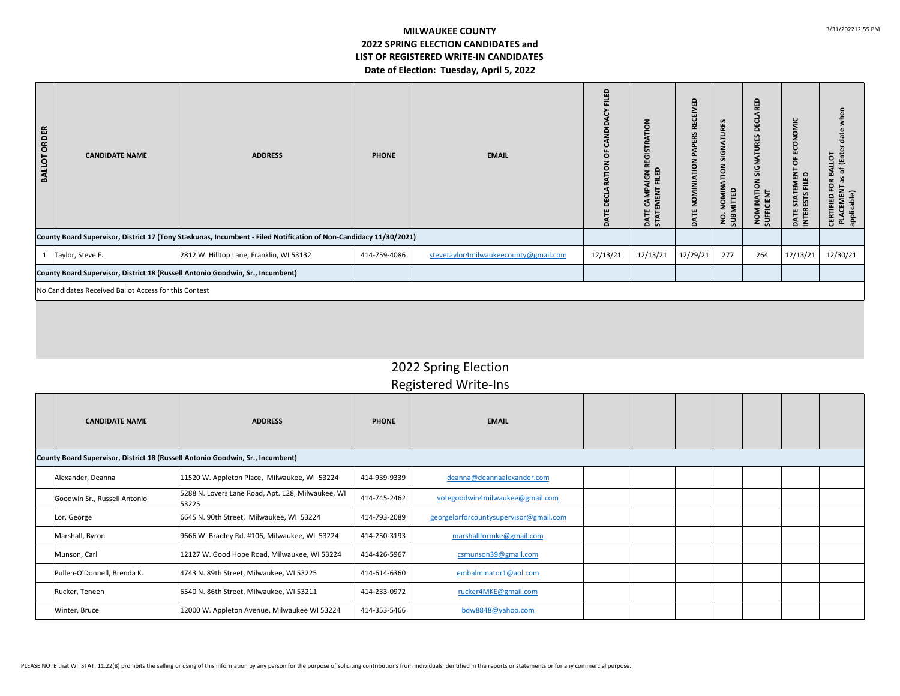**MILWAUKEE COUNTY**
**2022 SPRING ELECTION CANDIDATES and**
**LIST OF REGISTERED WRITE-IN CANDIDATES**
**Date of Election: Tuesday, April 5, 2022**

3/31/2022 12:55 PM

| BALLOT ORDER | CANDIDATE NAME | ADDRESS | PHONE | EMAIL | DATE DECLARATION OF CANDIDACY FILED | DATE CAMPAIGN REGISTRATION STATEMENT FILED | DATE NOMINIATION PAPERS RECEIVED | NO. NOMINATION SIGNATURES SUBMITTED | NOMINATION SIGNATURES DECLARED SUFFICIENT | DATE STATEMENT OF ECONOMIC INTERESTS FILED | CERTIFIED FOR BALLOT PLACEMENT as of (Enter date when applicable) |
|---|---|---|---|---|---|---|---|---|---|---|---|
| **County Board Supervisor, District 17 (Tony Staskunas, Incumbent - Filed Notification of Non-Candidacy 11/30/2021)** | | | | | | | | | | | |
| 1 | Taylor, Steve F. | 2812 W. Hilltop Lane, Franklin, WI 53132 | 414-759-4086 | stevetaylor4milwaukeecounty@gmail.com | 12/13/21 | 12/13/21 | 12/29/21 | 277 | 264 | 12/13/21 | 12/30/21 |
| **County Board Supervisor, District 18 (Russell Antonio Goodwin, Sr., Incumbent)** | | | | | | | | | | | |
| No Candidates Received Ballot Access for this Contest | | | | | | | | | | | |

## 2022 Spring Election Registered Write-Ins

| | CANDIDATE NAME | ADDRESS | PHONE | EMAIL |
|---|---|---|---|---|
| **County Board Supervisor, District 18 (Russell Antonio Goodwin, Sr., Incumbent)** | | | | |
| | Alexander, Deanna | 11520 W. Appleton Place, Milwaukee, WI 53224 | 414-939-9339 | deanna@deannaalexander.com |
| | Goodwin Sr., Russell Antonio | 5288 N. Lovers Lane Road, Apt. 128, Milwaukee, WI 53225 | 414-745-2462 | votegoodwin4milwaukee@gmail.com |
| | Lor, George | 6645 N. 90th Street, Milwaukee, WI 53224 | 414-793-2089 | georgelorforcountysupervisor@gmail.com |
| | Marshall, Byron | 9666 W. Bradley Rd. #106, Milwaukee, WI 53224 | 414-250-3193 | marshallformke@gmail.com |
| | Munson, Carl | 12127 W. Good Hope Road, Milwaukee, WI 53224 | 414-426-5967 | csmunson39@gmail.com |
| | Pullen-O'Donnell, Brenda K. | 4743 N. 89th Street, Milwaukee, WI 53225 | 414-614-6360 | embalminator1@aol.com |
| | Rucker, Teneen | 6540 N. 86th Street, Milwaukee, WI 53211 | 414-233-0972 | rucker4MKE@gmail.com |
| | Winter, Bruce | 12000 W. Appleton Avenue, Milwaukee WI 53224 | 414-353-5466 | bdw8848@yahoo.com |

PLEASE NOTE that WI. STAT. 11.22(8) prohibits the selling or using of this information by any person for the purpose of soliciting contributions from individuals identified in the reports or statements or for any commercial purpose.